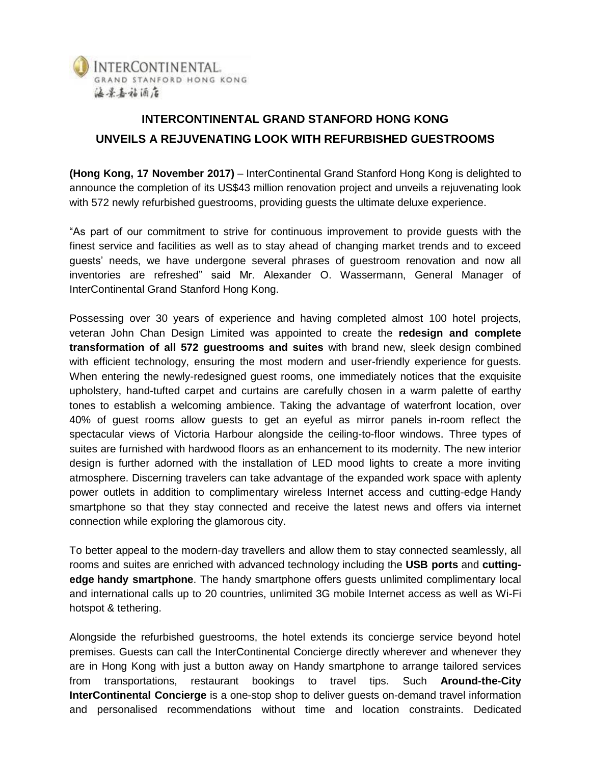INTERCONTINENTAL.
GRAND STANFORD HONG KONG
海景嘉福酒店

# INTERCONTINENTAL GRAND STANFORD HONG KONG UNVEILS A REJUVENATING LOOK WITH REFURBISHED GUESTROOMS

**(Hong Kong, 17 November 2017)** – InterContinental Grand Stanford Hong Kong is delighted to announce the completion of its US$43 million renovation project and unveils a rejuvenating look with 572 newly refurbished guestrooms, providing guests the ultimate deluxe experience.

"As part of our commitment to strive for continuous improvement to provide guests with the finest service and facilities as well as to stay ahead of changing market trends and to exceed guests' needs, we have undergone several phrases of guestroom renovation and now all inventories are refreshed" said Mr. Alexander O. Wassermann, General Manager of InterContinental Grand Stanford Hong Kong.

Possessing over 30 years of experience and having completed almost 100 hotel projects, veteran John Chan Design Limited was appointed to create the **redesign and complete transformation of all 572 guestrooms and suites** with brand new, sleek design combined with efficient technology, ensuring the most modern and user-friendly experience for guests. When entering the newly-redesigned guest rooms, one immediately notices that the exquisite upholstery, hand-tufted carpet and curtains are carefully chosen in a warm palette of earthy tones to establish a welcoming ambience. Taking the advantage of waterfront location, over 40% of guest rooms allow guests to get an eyeful as mirror panels in-room reflect the spectacular views of Victoria Harbour alongside the ceiling-to-floor windows. Three types of suites are furnished with hardwood floors as an enhancement to its modernity. The new interior design is further adorned with the installation of LED mood lights to create a more inviting atmosphere. Discerning travelers can take advantage of the expanded work space with aplenty power outlets in addition to complimentary wireless Internet access and cutting-edge Handy smartphone so that they stay connected and receive the latest news and offers via internet connection while exploring the glamorous city.

To better appeal to the modern-day travellers and allow them to stay connected seamlessly, all rooms and suites are enriched with advanced technology including the **USB ports** and **cutting-edge handy smartphone**. The handy smartphone offers guests unlimited complimentary local and international calls up to 20 countries, unlimited 3G mobile Internet access as well as Wi-Fi hotspot & tethering.

Alongside the refurbished guestrooms, the hotel extends its concierge service beyond hotel premises. Guests can call the InterContinental Concierge directly wherever and whenever they are in Hong Kong with just a button away on Handy smartphone to arrange tailored services from transportations, restaurant bookings to travel tips. Such **Around-the-City InterContinental Concierge** is a one-stop shop to deliver guests on-demand travel information and personalised recommendations without time and location constraints. Dedicated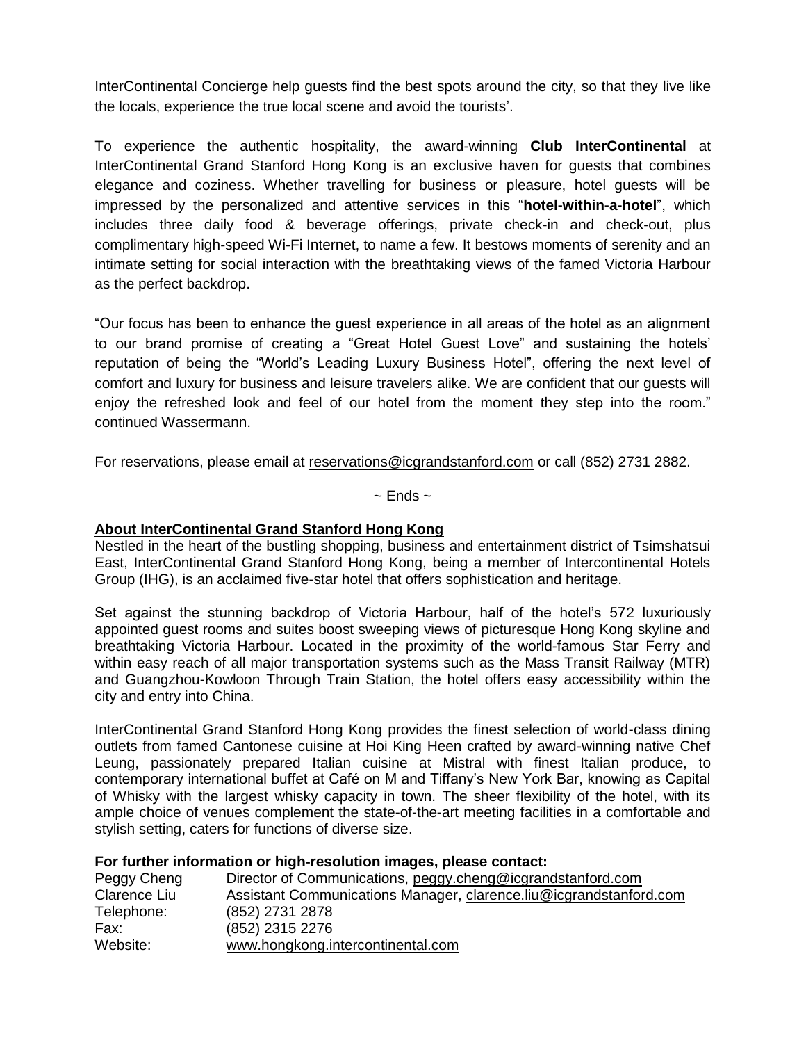InterContinental Concierge help guests find the best spots around the city, so that they live like the locals, experience the true local scene and avoid the tourists'.

To experience the authentic hospitality, the award-winning **Club InterContinental** at InterContinental Grand Stanford Hong Kong is an exclusive haven for guests that combines elegance and coziness. Whether travelling for business or pleasure, hotel guests will be impressed by the personalized and attentive services in this "**hotel-within-a-hotel**", which includes three daily food & beverage offerings, private check-in and check-out, plus complimentary high-speed Wi-Fi Internet, to name a few. It bestows moments of serenity and an intimate setting for social interaction with the breathtaking views of the famed Victoria Harbour as the perfect backdrop.

"Our focus has been to enhance the guest experience in all areas of the hotel as an alignment to our brand promise of creating a "Great Hotel Guest Love" and sustaining the hotels' reputation of being the "World's Leading Luxury Business Hotel", offering the next level of comfort and luxury for business and leisure travelers alike. We are confident that our guests will enjoy the refreshed look and feel of our hotel from the moment they step into the room." continued Wassermann.

For reservations, please email at reservations@icgrandstanford.com or call (852) 2731 2882.

~ Ends ~

**About InterContinental Grand Stanford Hong Kong**

Nestled in the heart of the bustling shopping, business and entertainment district of Tsimshatsui East, InterContinental Grand Stanford Hong Kong, being a member of Intercontinental Hotels Group (IHG), is an acclaimed five-star hotel that offers sophistication and heritage.

Set against the stunning backdrop of Victoria Harbour, half of the hotel's 572 luxuriously appointed guest rooms and suites boost sweeping views of picturesque Hong Kong skyline and breathtaking Victoria Harbour. Located in the proximity of the world-famous Star Ferry and within easy reach of all major transportation systems such as the Mass Transit Railway (MTR) and Guangzhou-Kowloon Through Train Station, the hotel offers easy accessibility within the city and entry into China.

InterContinental Grand Stanford Hong Kong provides the finest selection of world-class dining outlets from famed Cantonese cuisine at Hoi King Heen crafted by award-winning native Chef Leung, passionately prepared Italian cuisine at Mistral with finest Italian produce, to contemporary international buffet at Café on M and Tiffany's New York Bar, knowing as Capital of Whisky with the largest whisky capacity in town. The sheer flexibility of the hotel, with its ample choice of venues complement the state-of-the-art meeting facilities in a comfortable and stylish setting, caters for functions of diverse size.

**For further information or high-resolution images, please contact:**

| | |
|---|---|
| Peggy Cheng | Director of Communications, peggy.cheng@icgrandstanford.com |
| Clarence Liu | Assistant Communications Manager, clarence.liu@icgrandstanford.com |
| Telephone: | (852) 2731 2878 |
| Fax: | (852) 2315 2276 |
| Website: | www.hongkong.intercontinental.com |